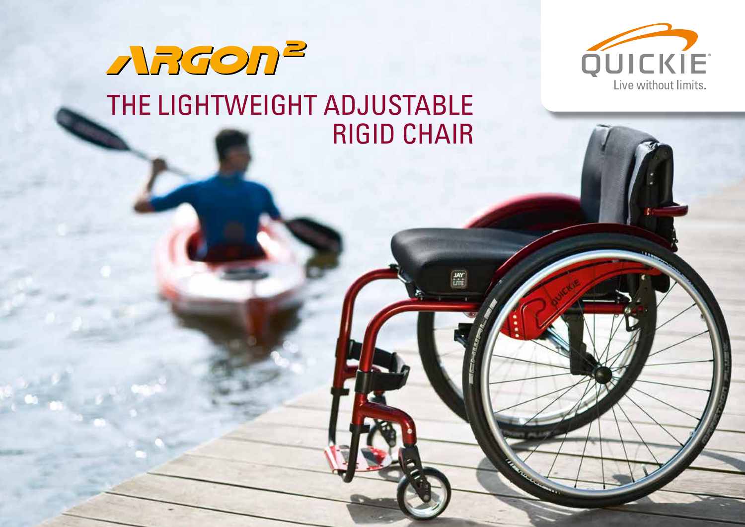# ARGON²

## THE LIGHTWEIGHT ADJUSTABLE RIGID CHAIR

QUICKIE®

Live without limits.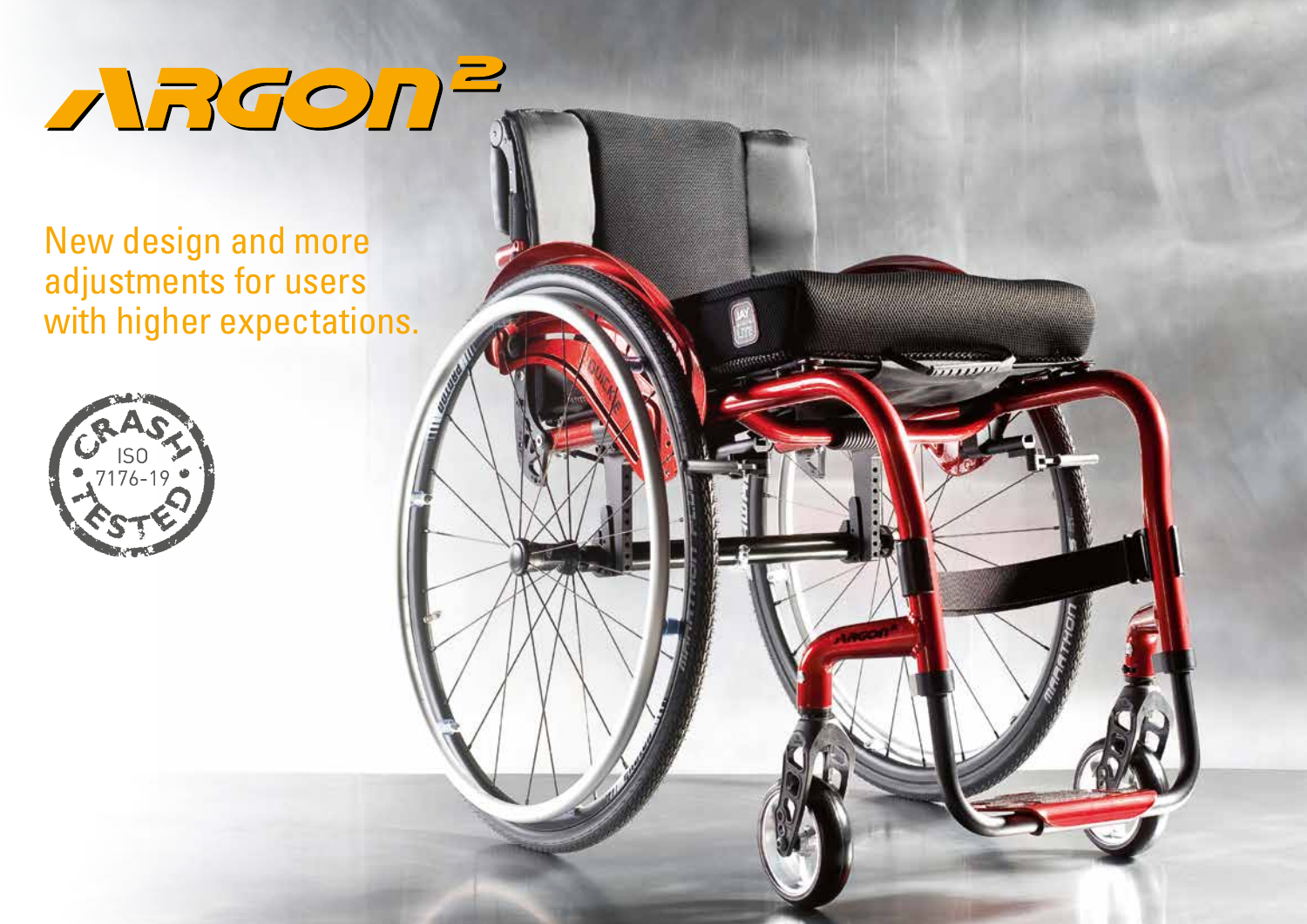# ARGON²

New design and more adjustments for users with higher expectations.

CRASH ISO 7176-19 TESTED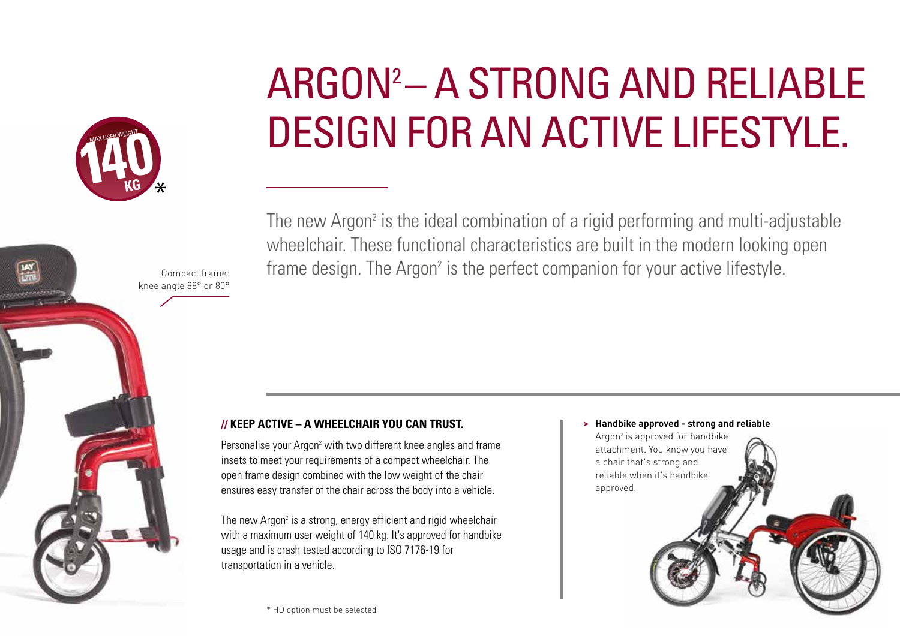# ARGON² – A STRONG AND RELIABLE DESIGN FOR AN ACTIVE LIFESTYLE.

MAX USER WEIGHT **140 KG** *

The new Argon² is the ideal combination of a rigid performing and multi-adjustable wheelchair. These functional characteristics are built in the modern looking open frame design. The Argon² is the perfect companion for your active lifestyle.

Compact frame: knee angle 88° or 80°

## // KEEP ACTIVE – A WHEELCHAIR YOU CAN TRUST.

Personalise your Argon² with two different knee angles and frame insets to meet your requirements of a compact wheelchair. The open frame design combined with the low weight of the chair ensures easy transfer of the chair across the body into a vehicle.

The new Argon² is a strong, energy efficient and rigid wheelchair with a maximum user weight of 140 kg. It's approved for handbike usage and is crash tested according to ISO 7176-19 for transportation in a vehicle.

> **Handbike approved - strong and reliable**
> Argon² is approved for handbike attachment. You know you have a chair that's strong and reliable when it's handbike approved.

* HD option must be selected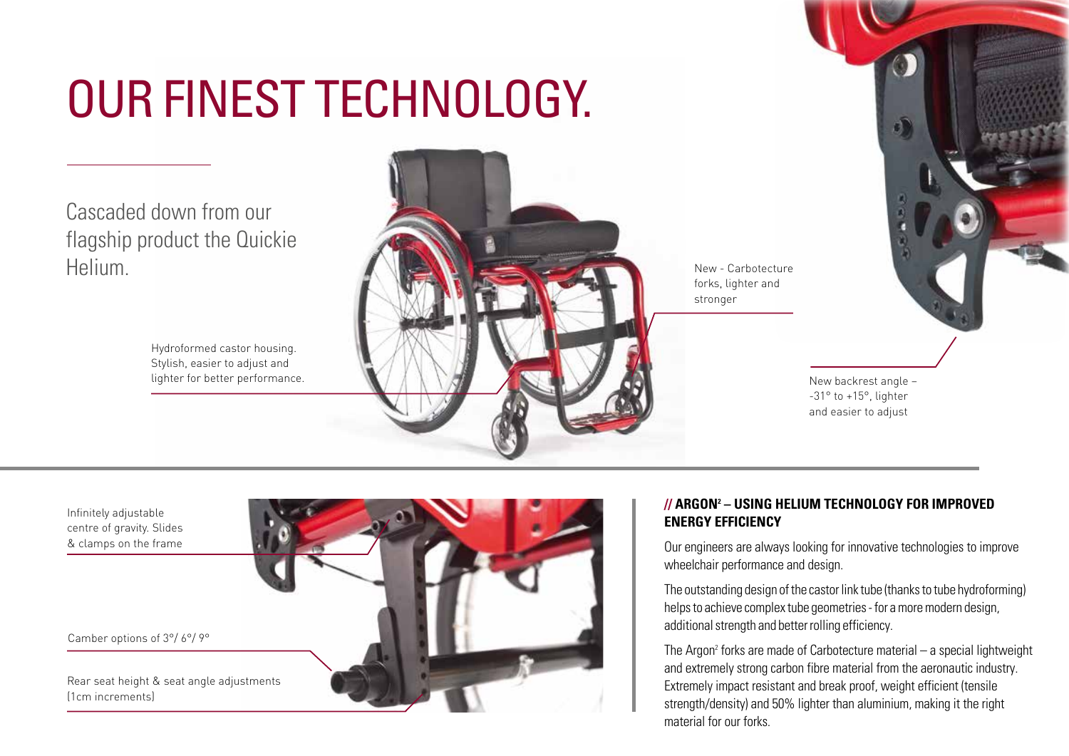# OUR FINEST TECHNOLOGY.

Cascaded down from our flagship product the Quickie Helium.

Hydroformed castor housing. Stylish, easier to adjust and lighter for better performance.

New - Carbotecture forks, lighter and stronger

New backrest angle – -31° to +15°, lighter and easier to adjust

Infinitely adjustable centre of gravity. Slides & clamps on the frame

Camber options of 3°/ 6°/ 9°

Rear seat height & seat angle adjustments (1cm increments)

### // ARGON² – USING HELIUM TECHNOLOGY FOR IMPROVED ENERGY EFFICIENCY

Our engineers are always looking for innovative technologies to improve wheelchair performance and design.

The outstanding design of the castor link tube (thanks to tube hydroforming) helps to achieve complex tube geometries - for a more modern design, additional strength and better rolling efficiency.

The Argon² forks are made of Carbotecture material – a special lightweight and extremely strong carbon fibre material from the aeronautic industry. Extremely impact resistant and break proof, weight efficient (tensile strength/density) and 50% lighter than aluminium, making it the right material for our forks.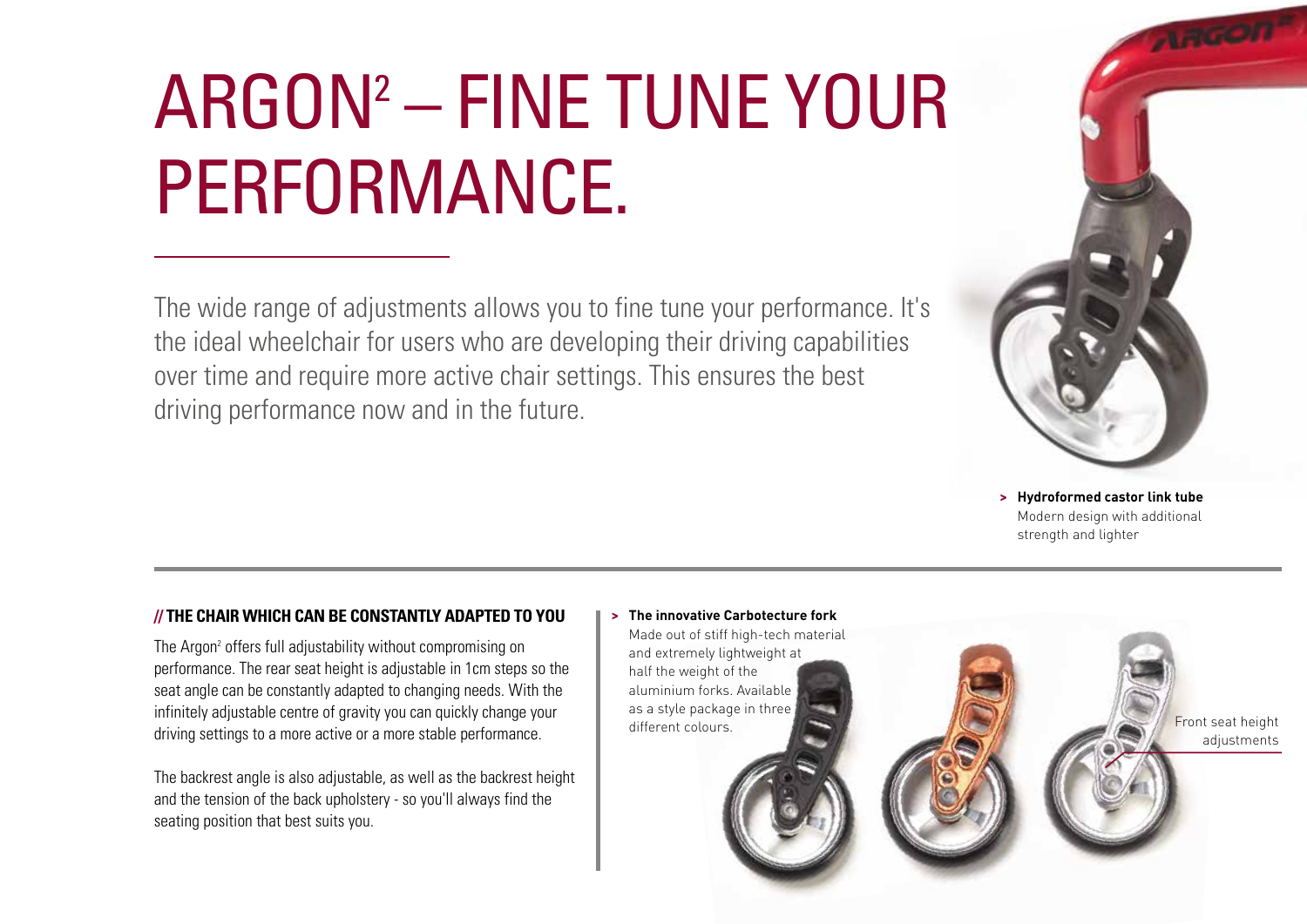# ARGON² – FINE TUNE YOUR PERFORMANCE.

The wide range of adjustments allows you to fine tune your performance. It's the ideal wheelchair for users who are developing their driving capabilities over time and require more active chair settings. This ensures the best driving performance now and in the future.

> **Hydroformed castor link tube**
> Modern design with additional strength and lighter

## // THE CHAIR WHICH CAN BE CONSTANTLY ADAPTED TO YOU

The Argon² offers full adjustability without compromising on performance. The rear seat height is adjustable in 1cm steps so the seat angle can be constantly adapted to changing needs. With the infinitely adjustable centre of gravity you can quickly change your driving settings to a more active or a more stable performance.

The backrest angle is also adjustable, as well as the backrest height and the tension of the back upholstery - so you'll always find the seating position that best suits you.

> **The innovative Carbotecture fork**
> Made out of stiff high-tech material and extremely lightweight at half the weight of the aluminium forks. Available as a style package in three different colours.

Front seat height adjustments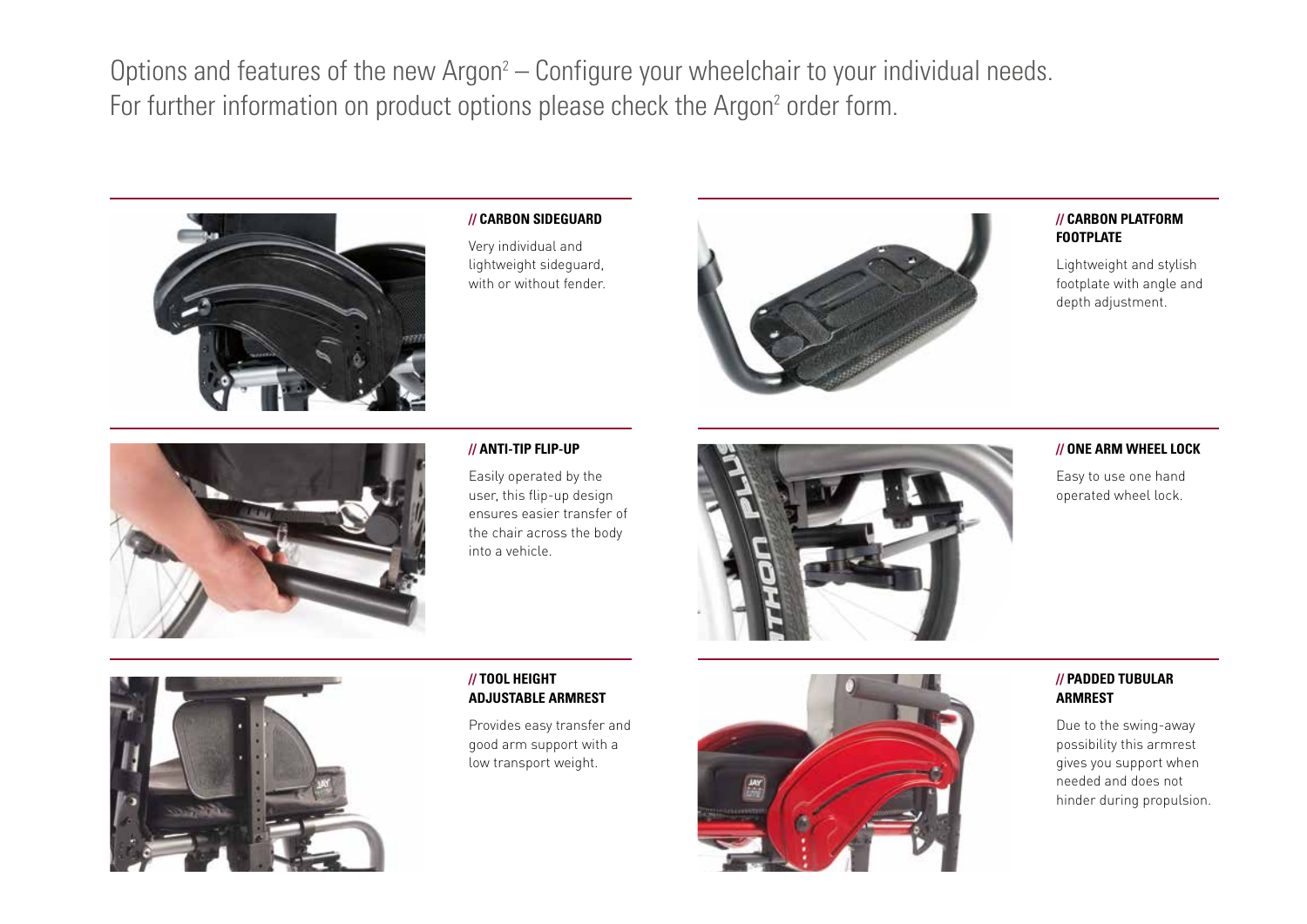Options and features of the new Argon² – Configure your wheelchair to your individual needs.
For further information on product options please check the Argon² order form.

### // CARBON SIDEGUARD

Very individual and lightweight sideguard, with or without fender.

### // CARBON PLATFORM FOOTPLATE

Lightweight and stylish footplate with angle and depth adjustment.

### // ANTI-TIP FLIP-UP

Easily operated by the user, this flip-up design ensures easier transfer of the chair across the body into a vehicle.

### // ONE ARM WHEEL LOCK

Easy to use one hand operated wheel lock.

### // TOOL HEIGHT ADJUSTABLE ARMREST

Provides easy transfer and good arm support with a low transport weight.

### // PADDED TUBULAR ARMREST

Due to the swing-away possibility this armrest gives you support when needed and does not hinder during propulsion.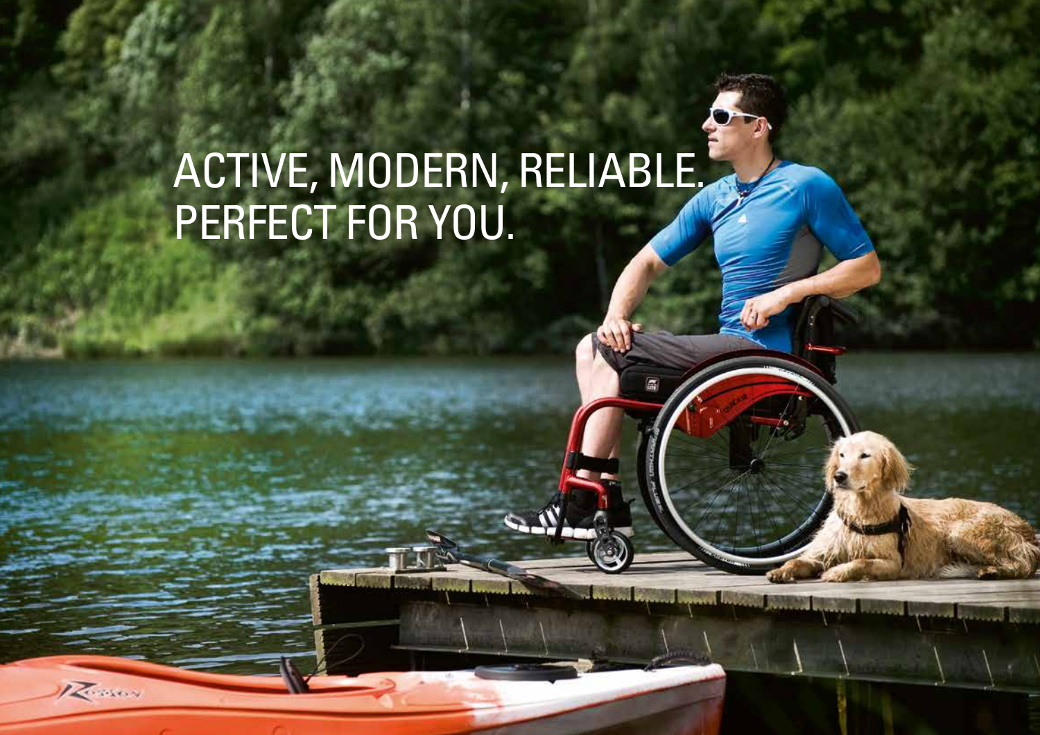# ACTIVE, MODERN, RELIABLE.
# PERFECT FOR YOU.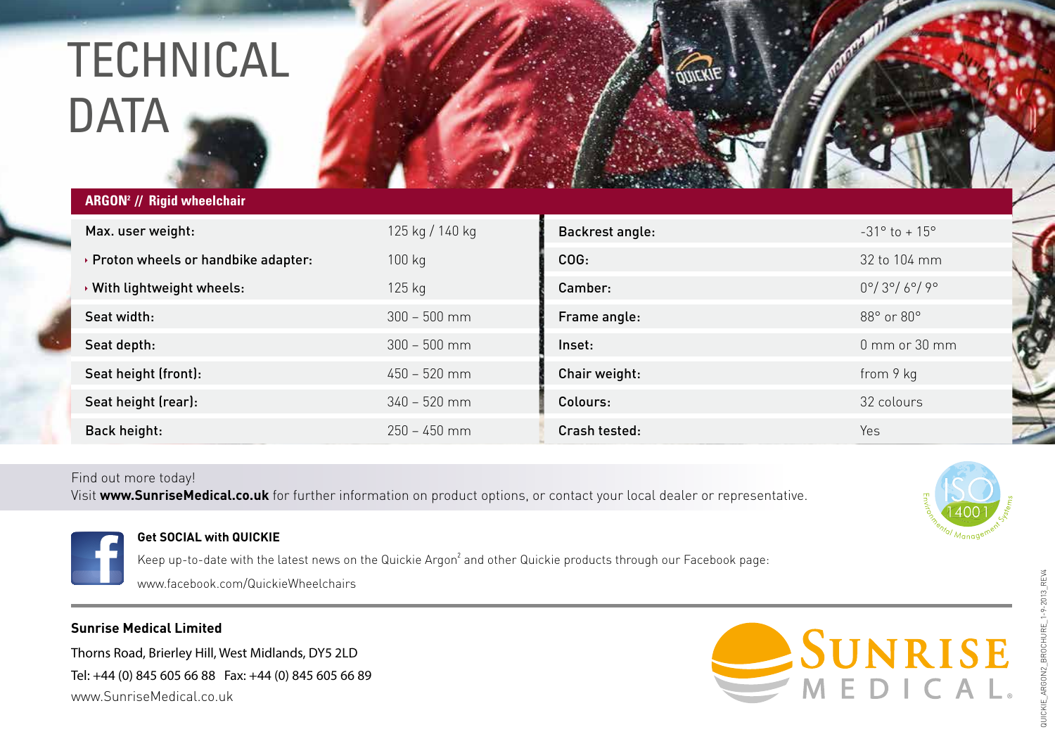# TECHNICAL DATA

## ARGON² // Rigid wheelchair

| | | | |
|---|---|---|---|
| Max. user weight: | 125 kg / 140 kg | Backrest angle: | -31° to + 15° |
| ‣ Proton wheels or handbike adapter: | 100 kg | COG: | 32 to 104 mm |
| ‣ With lightweight wheels: | 125 kg | Camber: | 0°/ 3°/ 6°/ 9° |
| Seat width: | 300 – 500 mm | Frame angle: | 88° or 80° |
| Seat depth: | 300 – 500 mm | Inset: | 0 mm or 30 mm |
| Seat height (front): | 450 – 520 mm | Chair weight: | from 9 kg |
| Seat height (rear): | 340 – 520 mm | Colours: | 32 colours |
| Back height: | 250 – 450 mm | Crash tested: | Yes |

Find out more today!
Visit **www.SunriseMedical.co.uk** for further information on product options, or contact your local dealer or representative.

ISO 14001 Environmental Management Systems

**Get SOCIAL with QUICKIE**

Keep up-to-date with the latest news on the Quickie Argon² and other Quickie products through our Facebook page:

www.facebook.com/QuickieWheelchairs

**Sunrise Medical Limited**

Thorns Road, Brierley Hill, West Midlands, DY5 2LD

Tel: +44 (0) 845 605 66 88   Fax: +44 (0) 845 605 66 89

www.SunriseMedical.co.uk

SUNRISE MEDICAL®

QUICKIE_ARGON2_BROCHURE_1-9-2013_REV4